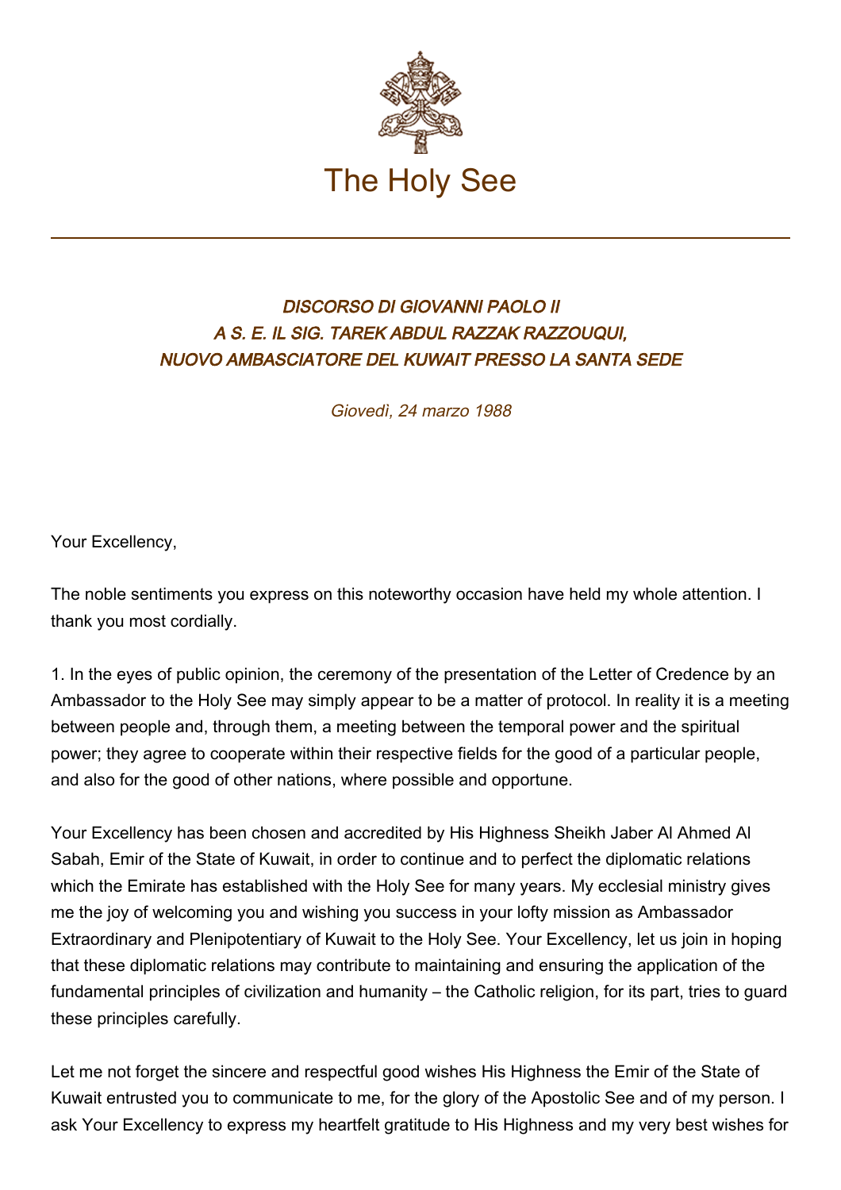# The Holy See

## *DISCORSO DI GIOVANNI PAOLO II A S. E. IL SIG. TAREK ABDUL RAZZAK RAZZOUQUI, NUOVO AMBASCIATORE DEL KUWAIT PRESSO LA SANTA SEDE*

*Giovedì, 24 marzo 1988*

Your Excellency,

The noble sentiments you express on this noteworthy occasion have held my whole attention. I thank you most cordially.

1. In the eyes of public opinion, the ceremony of the presentation of the Letter of Credence by an Ambassador to the Holy See may simply appear to be a matter of protocol. In reality it is a meeting between people and, through them, a meeting between the temporal power and the spiritual power; they agree to cooperate within their respective fields for the good of a particular people, and also for the good of other nations, where possible and opportune.

Your Excellency has been chosen and accredited by His Highness Sheikh Jaber Al Ahmed Al Sabah, Emir of the State of Kuwait, in order to continue and to perfect the diplomatic relations which the Emirate has established with the Holy See for many years. My ecclesial ministry gives me the joy of welcoming you and wishing you success in your lofty mission as Ambassador Extraordinary and Plenipotentiary of Kuwait to the Holy See. Your Excellency, let us join in hoping that these diplomatic relations may contribute to maintaining and ensuring the application of the fundamental principles of civilization and humanity – the Catholic religion, for its part, tries to guard these principles carefully.

Let me not forget the sincere and respectful good wishes His Highness the Emir of the State of Kuwait entrusted you to communicate to me, for the glory of the Apostolic See and of my person. I ask Your Excellency to express my heartfelt gratitude to His Highness and my very best wishes for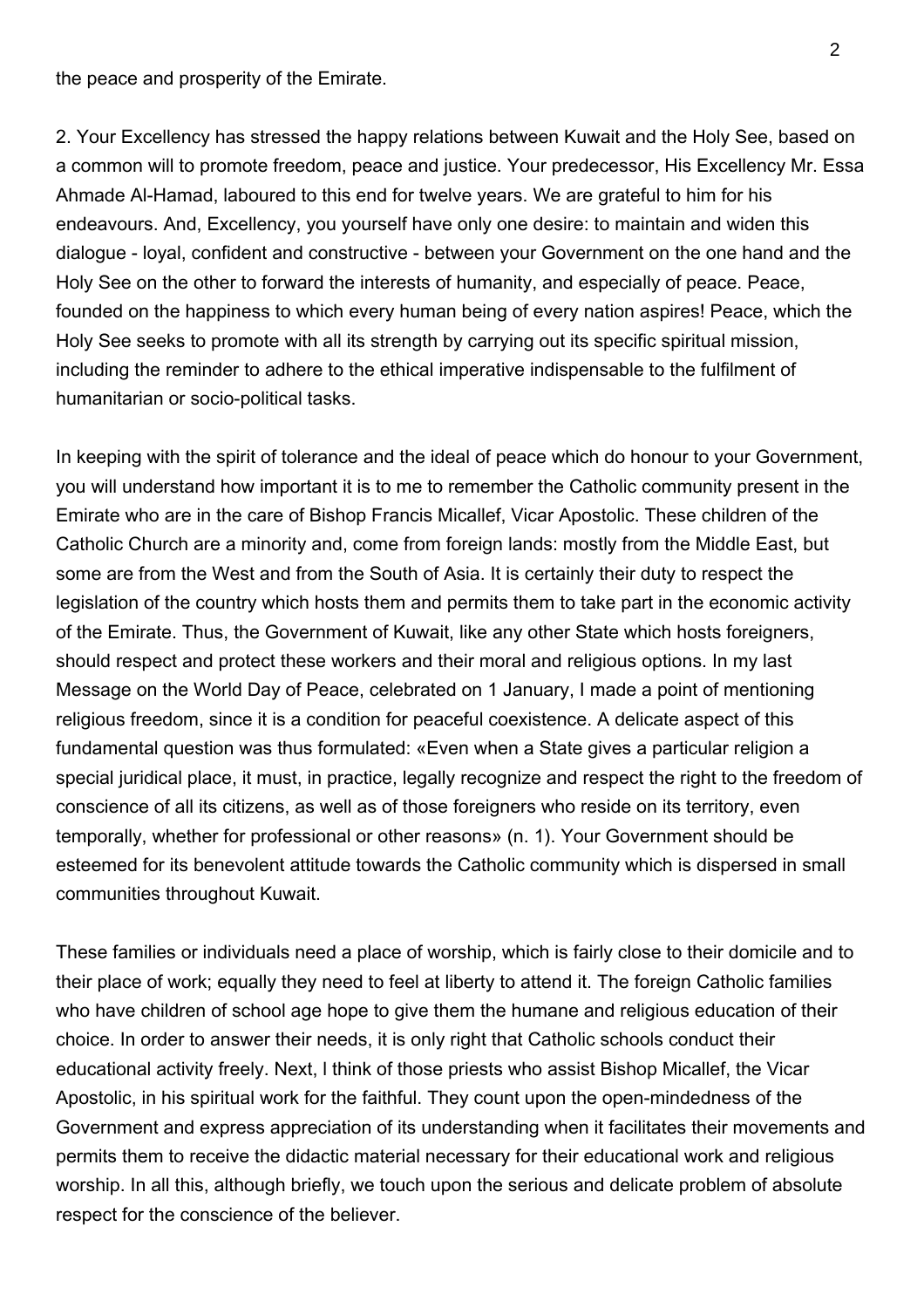the peace and prosperity of the Emirate.

2. Your Excellency has stressed the happy relations between Kuwait and the Holy See, based on a common will to promote freedom, peace and justice. Your predecessor, His Excellency Mr. Essa Ahmade Al-Hamad, laboured to this end for twelve years. We are grateful to him for his endeavours. And, Excellency, you yourself have only one desire: to maintain and widen this dialogue - loyal, confident and constructive - between your Government on the one hand and the Holy See on the other to forward the interests of humanity, and especially of peace. Peace, founded on the happiness to which every human being of every nation aspires! Peace, which the Holy See seeks to promote with all its strength by carrying out its specific spiritual mission, including the reminder to adhere to the ethical imperative indispensable to the fulfilment of humanitarian or socio-political tasks.

In keeping with the spirit of tolerance and the ideal of peace which do honour to your Government, you will understand how important it is to me to remember the Catholic community present in the Emirate who are in the care of Bishop Francis Micallef, Vicar Apostolic. These children of the Catholic Church are a minority and, come from foreign lands: mostly from the Middle East, but some are from the West and from the South of Asia. It is certainly their duty to respect the legislation of the country which hosts them and permits them to take part in the economic activity of the Emirate. Thus, the Government of Kuwait, like any other State which hosts foreigners, should respect and protect these workers and their moral and religious options. In my last Message on the World Day of Peace, celebrated on 1 January, I made a point of mentioning religious freedom, since it is a condition for peaceful coexistence. A delicate aspect of this fundamental question was thus formulated: «Even when a State gives a particular religion a special juridical place, it must, in practice, legally recognize and respect the right to the freedom of conscience of all its citizens, as well as of those foreigners who reside on its territory, even temporally, whether for professional or other reasons» (n. 1). Your Government should be esteemed for its benevolent attitude towards the Catholic community which is dispersed in small communities throughout Kuwait.

These families or individuals need a place of worship, which is fairly close to their domicile and to their place of work; equally they need to feel at liberty to attend it. The foreign Catholic families who have children of school age hope to give them the humane and religious education of their choice. In order to answer their needs, it is only right that Catholic schools conduct their educational activity freely. Next, I think of those priests who assist Bishop Micallef, the Vicar Apostolic, in his spiritual work for the faithful. They count upon the open-mindedness of the Government and express appreciation of its understanding when it facilitates their movements and permits them to receive the didactic material necessary for their educational work and religious worship. In all this, although briefly, we touch upon the serious and delicate problem of absolute respect for the conscience of the believer.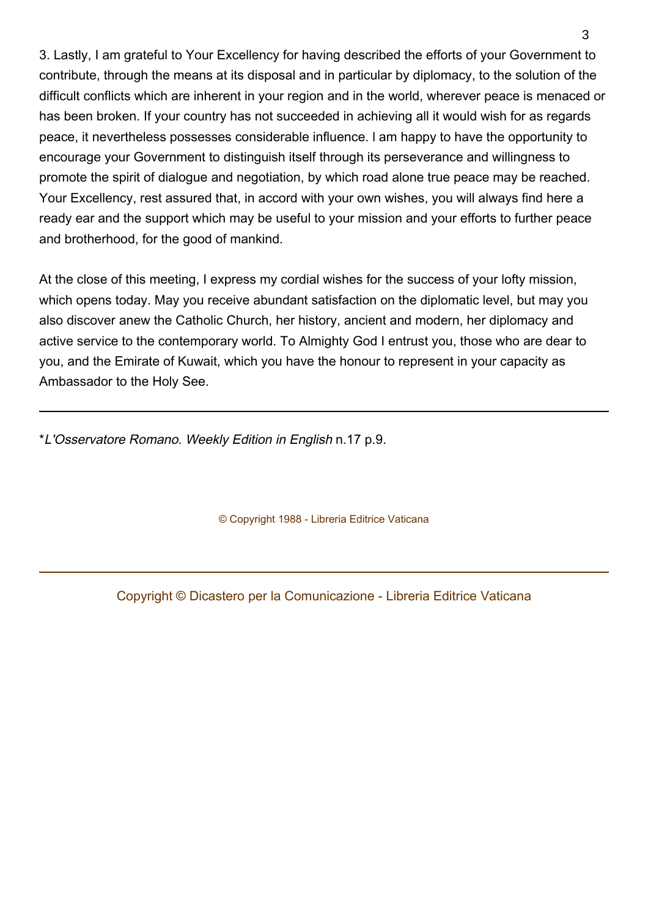3. Lastly, I am grateful to Your Excellency for having described the efforts of your Government to contribute, through the means at its disposal and in particular by diplomacy, to the solution of the difficult conflicts which are inherent in your region and in the world, wherever peace is menaced or has been broken. If your country has not succeeded in achieving all it would wish for as regards peace, it nevertheless possesses considerable influence. I am happy to have the opportunity to encourage your Government to distinguish itself through its perseverance and willingness to promote the spirit of dialogue and negotiation, by which road alone true peace may be reached. Your Excellency, rest assured that, in accord with your own wishes, you will always find here a ready ear and the support which may be useful to your mission and your efforts to further peace and brotherhood, for the good of mankind.

At the close of this meeting, I express my cordial wishes for the success of your lofty mission, which opens today. May you receive abundant satisfaction on the diplomatic level, but may you also discover anew the Catholic Church, her history, ancient and modern, her diplomacy and active service to the contemporary world. To Almighty God I entrust you, those who are dear to you, and the Emirate of Kuwait, which you have the honour to represent in your capacity as Ambassador to the Holy See.

---

**L'Osservatore Romano. Weekly Edition in English* n.17 p.9.

© Copyright 1988 - Libreria Editrice Vaticana

---

Copyright © Dicastero per la Comunicazione - Libreria Editrice Vaticana